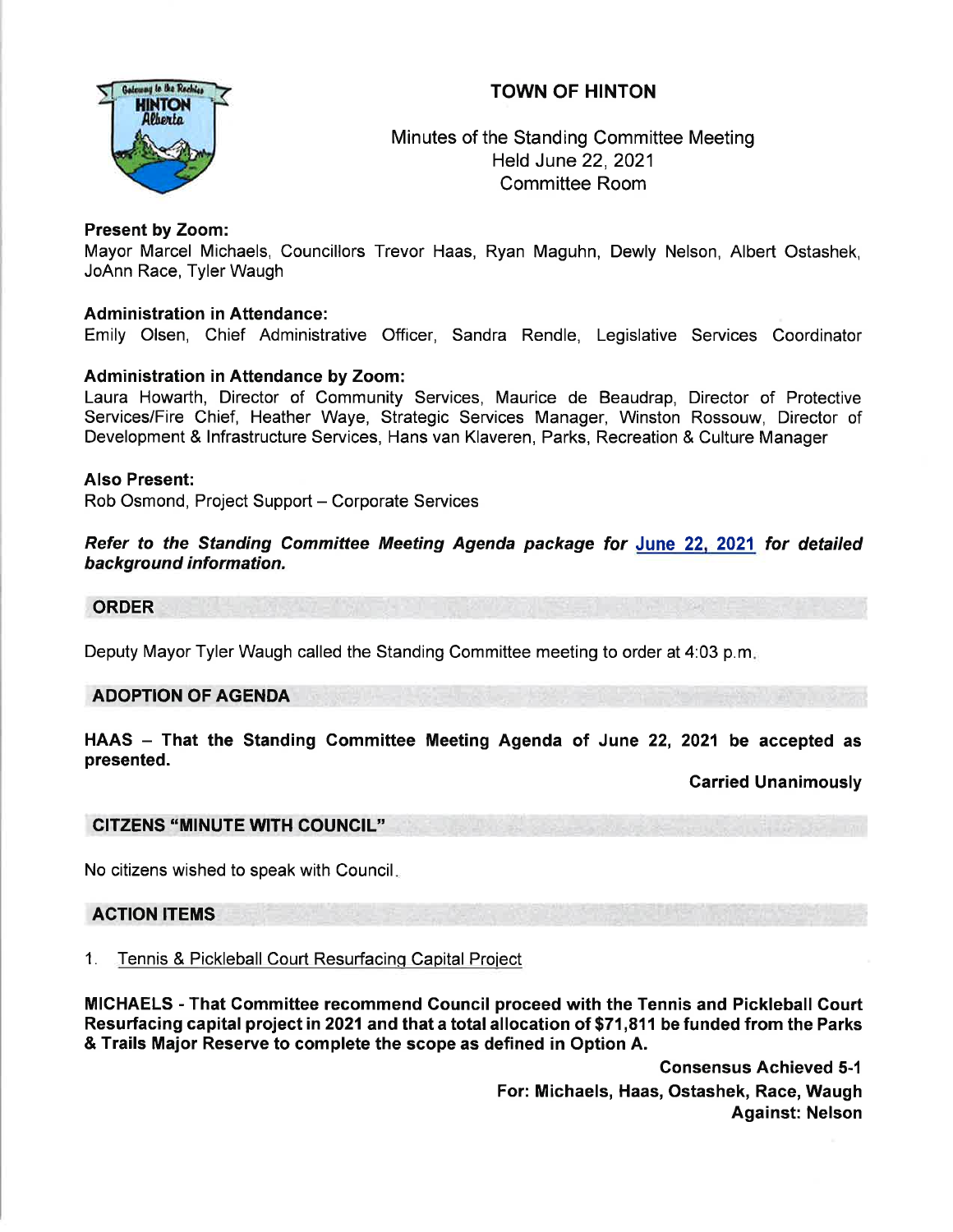# TOWN OF HINTON

Minutes of the Standing Committee Meeting
Held June 22, 2021
Committee Room

**Present by Zoom:**
Mayor Marcel Michaels, Councillors Trevor Haas, Ryan Maguhn, Dewly Nelson, Albert Ostashek, JoAnn Race, Tyler Waugh

**Administration in Attendance:**
Emily Olsen, Chief Administrative Officer, Sandra Rendle, Legislative Services Coordinator

**Administration in Attendance by Zoom:**
Laura Howarth, Director of Community Services, Maurice de Beaudrap, Director of Protective Services/Fire Chief, Heather Waye, Strategic Services Manager, Winston Rossouw, Director of Development & Infrastructure Services, Hans van Klaveren, Parks, Recreation & Culture Manager

**Also Present:**
Rob Osmond, Project Support – Corporate Services

***Refer to the Standing Committee Meeting Agenda package for June 22, 2021 for detailed background information.***

## ORDER

Deputy Mayor Tyler Waugh called the Standing Committee meeting to order at 4:03 p.m.

## ADOPTION OF AGENDA

**HAAS – That the Standing Committee Meeting Agenda of June 22, 2021 be accepted as presented.**

**Carried Unanimously**

## CITZENS "MINUTE WITH COUNCIL"

No citizens wished to speak with Council.

## ACTION ITEMS

1. Tennis & Pickleball Court Resurfacing Capital Project

**MICHAELS - That Committee recommend Council proceed with the Tennis and Pickleball Court Resurfacing capital project in 2021 and that a total allocation of $71,811 be funded from the Parks & Trails Major Reserve to complete the scope as defined in Option A.**

**Consensus Achieved 5-1**
**For: Michaels, Haas, Ostashek, Race, Waugh**
**Against: Nelson**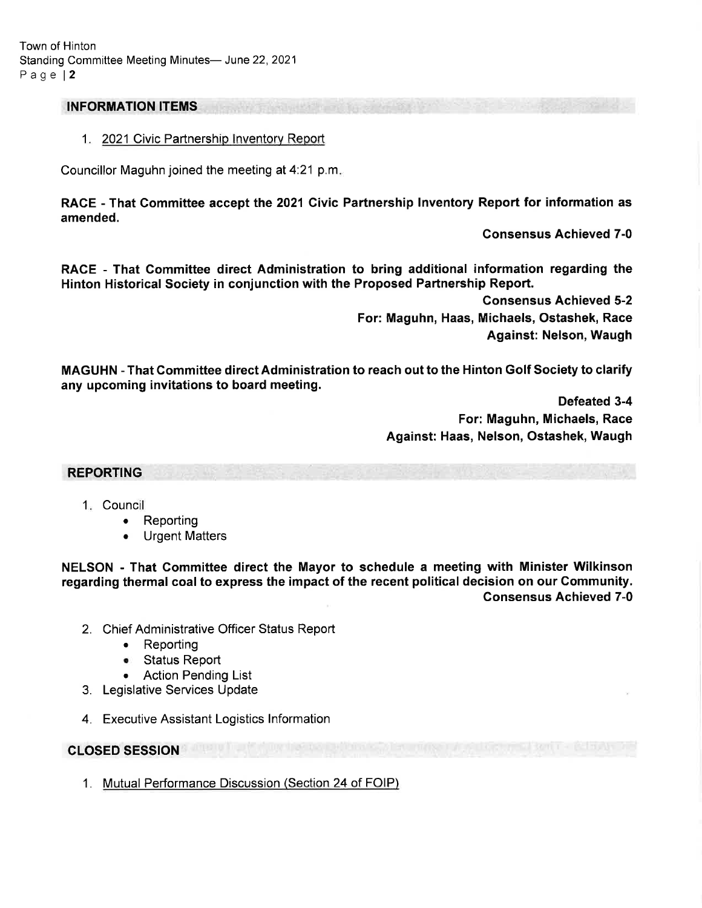## INFORMATION ITEMS

1. 2021 Civic Partnership Inventory Report

Councillor Maguhn joined the meeting at 4:21 p.m.

**RACE - That Committee accept the 2021 Civic Partnership Inventory Report for information as amended.**

**Consensus Achieved 7-0**

**RACE - That Committee direct Administration to bring additional information regarding the Hinton Historical Society in conjunction with the Proposed Partnership Report.**

**Consensus Achieved 5-2**
**For: Maguhn, Haas, Michaels, Ostashek, Race**
**Against: Nelson, Waugh**

**MAGUHN - That Committee direct Administration to reach out to the Hinton Golf Society to clarify any upcoming invitations to board meeting.**

**Defeated 3-4**
**For: Maguhn, Michaels, Race**
**Against: Haas, Nelson, Ostashek, Waugh**

## REPORTING

1. Council
   - Reporting
   - Urgent Matters

**NELSON - That Committee direct the Mayor to schedule a meeting with Minister Wilkinson regarding thermal coal to express the impact of the recent political decision on our Community.**

**Consensus Achieved 7-0**

2. Chief Administrative Officer Status Report
   - Reporting
   - Status Report
   - Action Pending List
3. Legislative Services Update
4. Executive Assistant Logistics Information

## CLOSED SESSION

1. Mutual Performance Discussion (Section 24 of FOIP)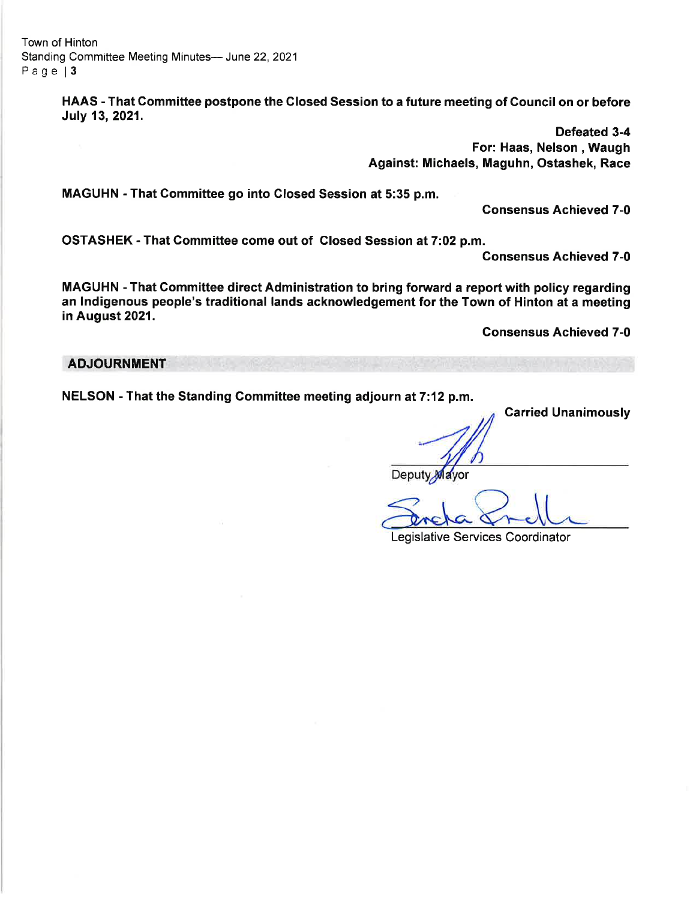**HAAS - That Committee postpone the Closed Session to a future meeting of Council on or before July 13, 2021.**

**Defeated 3-4**
**For: Haas, Nelson , Waugh**
**Against: Michaels, Maguhn, Ostashek, Race**

**MAGUHN - That Committee go into Closed Session at 5:35 p.m.**

**Consensus Achieved 7-0**

**OSTASHEK - That Committee come out of Closed Session at 7:02 p.m.**

**Consensus Achieved 7-0**

**MAGUHN - That Committee direct Administration to bring forward a report with policy regarding an Indigenous people's traditional lands acknowledgement for the Town of Hinton at a meeting in August 2021.**

**Consensus Achieved 7-0**

## ADJOURNMENT

**NELSON - That the Standing Committee meeting adjourn at 7:12 p.m.**

**Carried Unanimously**

Deputy Mayor

Legislative Services Coordinator